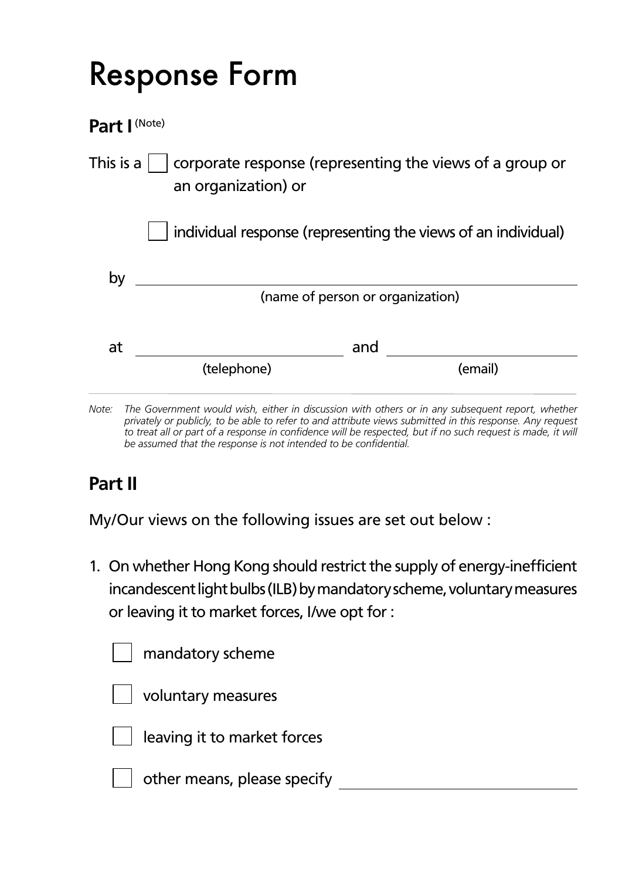# Response Form

## Part I (Note)

This is a ☐ corporate response (representing the views of a group or an organization) or

☐ individual response (representing the views of an individual)

by ______________________________
(name of person or organization)

at ______________________ and ______________________
(telephone) (email)

*Note: The Government would wish, either in discussion with others or in any subsequent report, whether privately or publicly, to be able to refer to and attribute views submitted in this response. Any request to treat all or part of a response in confidence will be respected, but if no such request is made, it will be assumed that the response is not intended to be confidential.*

## Part II

My/Our views on the following issues are set out below :

1. On whether Hong Kong should restrict the supply of energy-inefficient incandescent light bulbs (ILB) by mandatory scheme, voluntary measures or leaving it to market forces, I/we opt for :

   ☐ mandatory scheme

   ☐ voluntary measures

   ☐ leaving it to market forces

   ☐ other means, please specify ______________________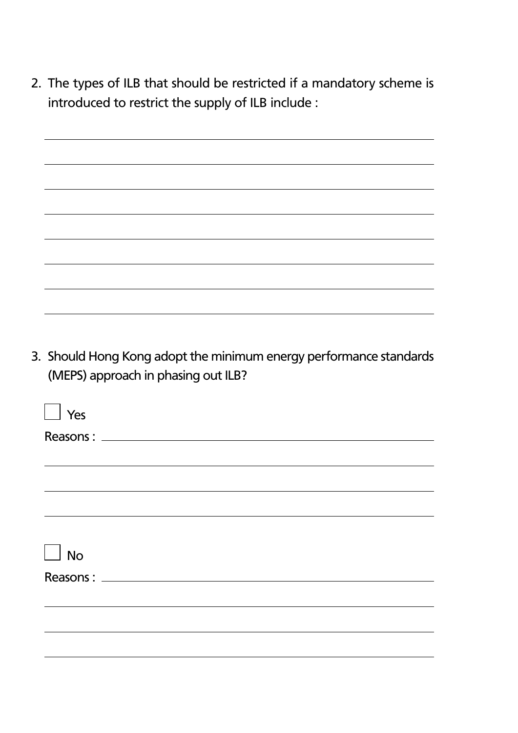2. The types of ILB that should be restricted if a mandatory scheme is introduced to restrict the supply of ILB include :

3. Should Hong Kong adopt the minimum energy performance standards (MEPS) approach in phasing out ILB?

☐ Yes

Reasons :

☐ No

Reasons :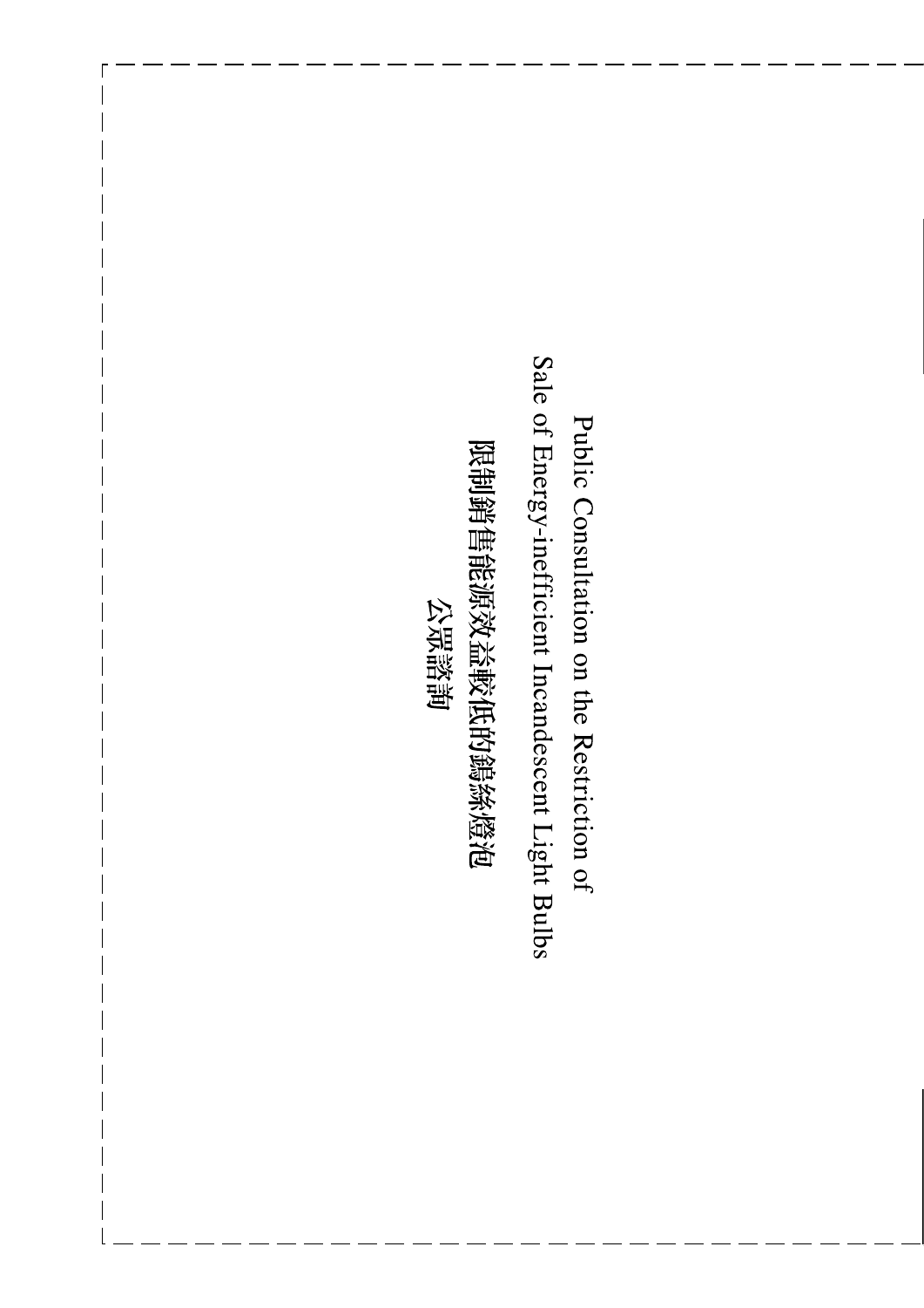Public Consultation on the Restriction of
Sale of Energy-inefficient Incandescent Light Bulbs

限制銷售能源效益較低的鎢絲燈泡
公眾諮詢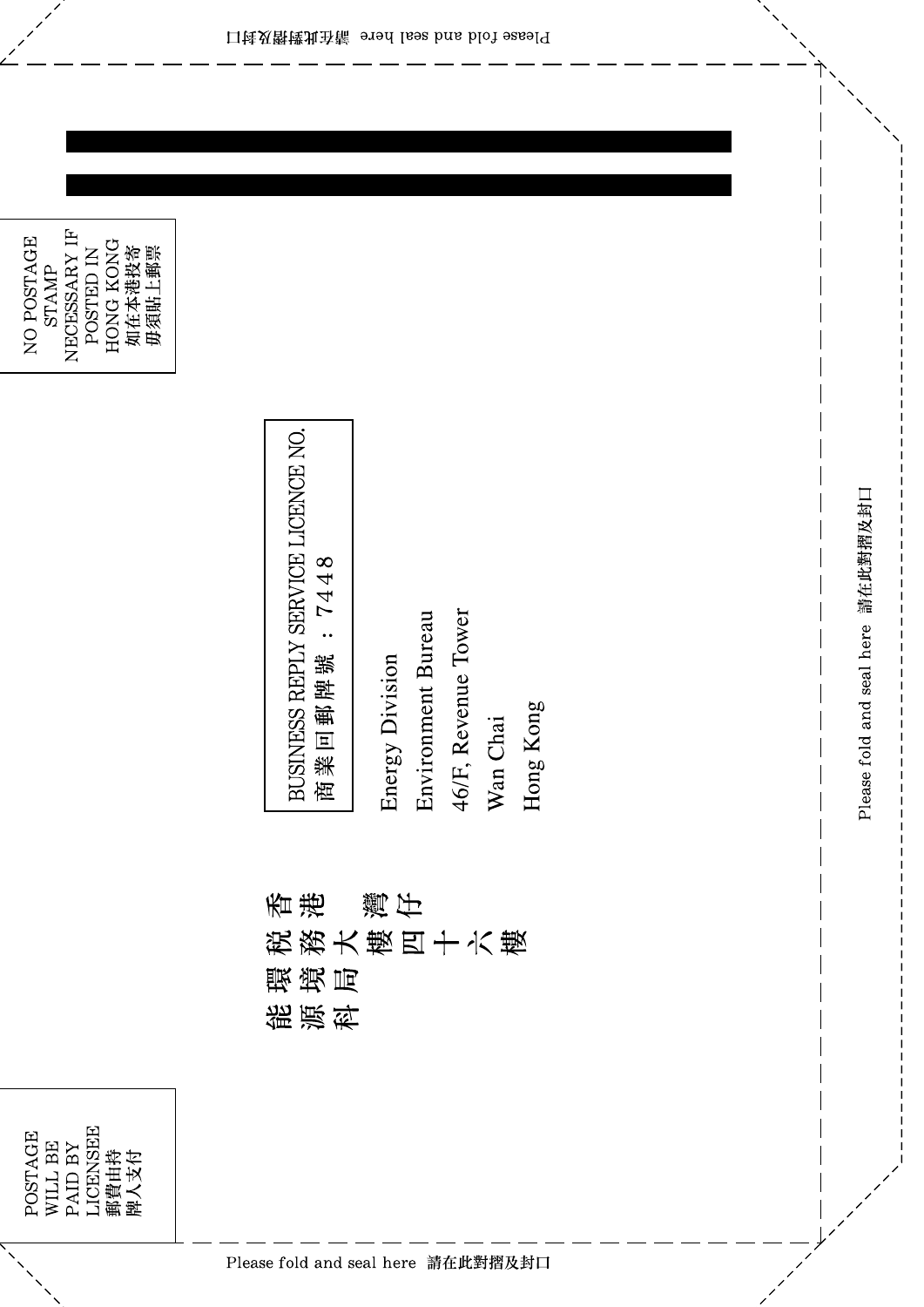Please fold and seal here 請在此對摺及封口

NO POSTAGE STAMP NECESSARY IF POSTED IN HONG KONG
如在本港投寄毋須貼上郵票

BUSINESS REPLY SERVICE LICENCE NO.
商業回郵牌號 : 7448

Energy Division
Environment Bureau
46/F, Revenue Tower
Wan Chai
Hong Kong

香港
灣仔
稅務大樓
四十六樓
環境局
能源科

POSTAGE WILL BE PAID BY LICENSEE
郵費由持牌人支付

Please fold and seal here 請在此對摺及封口

Please fold and seal here 請在此對摺及封口